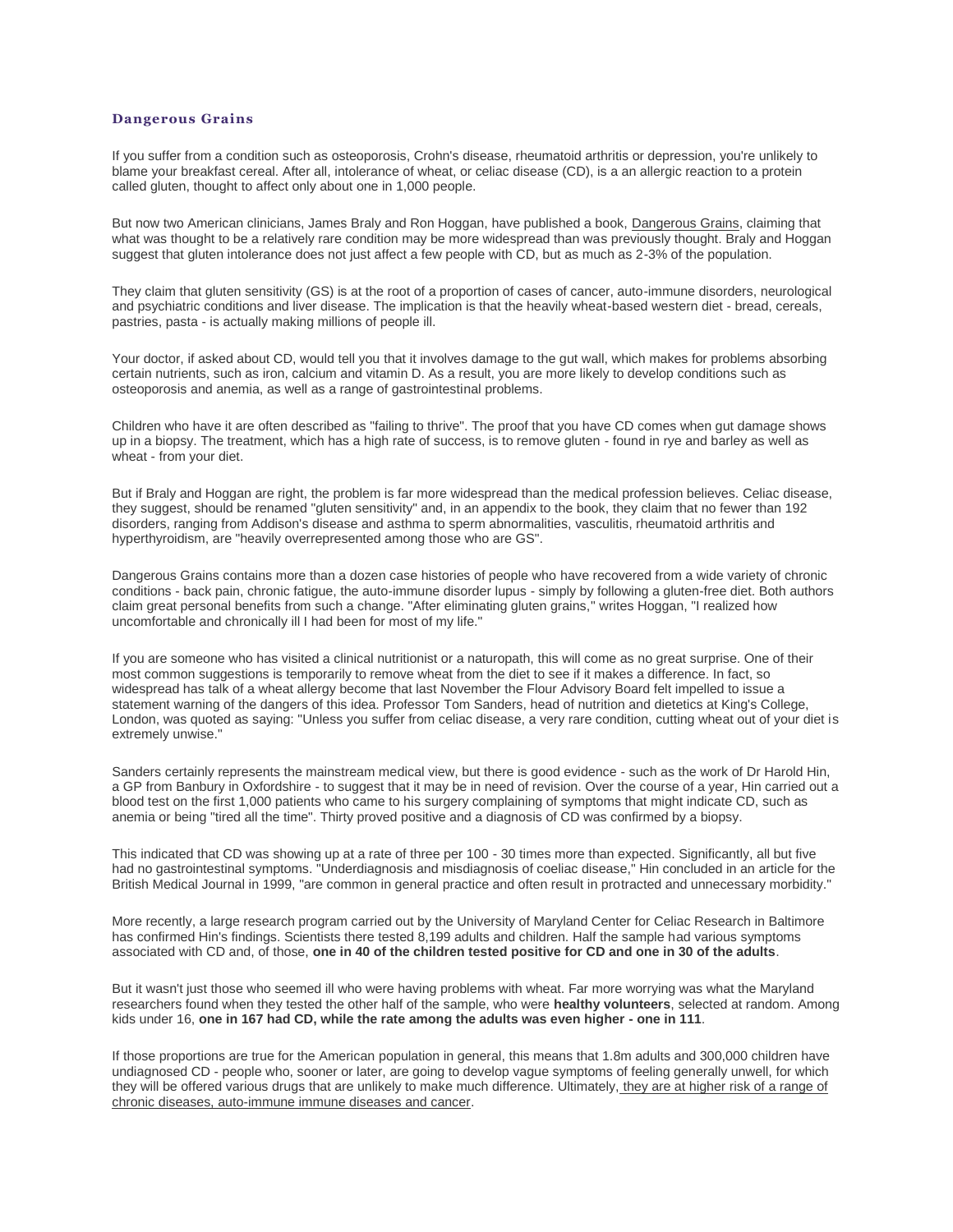## Dangerous Grains

If you suffer from a condition such as osteoporosis, Crohn's disease, rheumatoid arthritis or depression, you're unlikely to blame your breakfast cereal. After all, intolerance of wheat, or celiac disease (CD), is a an allergic reaction to a protein called gluten, thought to affect only about one in 1,000 people.

But now two American clinicians, James Braly and Ron Hoggan, have published a book, Dangerous Grains, claiming that what was thought to be a relatively rare condition may be more widespread than was previously thought. Braly and Hoggan suggest that gluten intolerance does not just affect a few people with CD, but as much as 2-3% of the population.

They claim that gluten sensitivity (GS) is at the root of a proportion of cases of cancer, auto-immune disorders, neurological and psychiatric conditions and liver disease. The implication is that the heavily wheat-based western diet - bread, cereals, pastries, pasta - is actually making millions of people ill.

Your doctor, if asked about CD, would tell you that it involves damage to the gut wall, which makes for problems absorbing certain nutrients, such as iron, calcium and vitamin D. As a result, you are more likely to develop conditions such as osteoporosis and anemia, as well as a range of gastrointestinal problems.

Children who have it are often described as "failing to thrive". The proof that you have CD comes when gut damage shows up in a biopsy. The treatment, which has a high rate of success, is to remove gluten - found in rye and barley as well as wheat - from your diet.

But if Braly and Hoggan are right, the problem is far more widespread than the medical profession believes. Celiac disease, they suggest, should be renamed "gluten sensitivity" and, in an appendix to the book, they claim that no fewer than 192 disorders, ranging from Addison's disease and asthma to sperm abnormalities, vasculitis, rheumatoid arthritis and hyperthyroidism, are "heavily overrepresented among those who are GS".

Dangerous Grains contains more than a dozen case histories of people who have recovered from a wide variety of chronic conditions - back pain, chronic fatigue, the auto-immune disorder lupus - simply by following a gluten-free diet. Both authors claim great personal benefits from such a change. "After eliminating gluten grains," writes Hoggan, "I realized how uncomfortable and chronically ill I had been for most of my life."

If you are someone who has visited a clinical nutritionist or a naturopath, this will come as no great surprise. One of their most common suggestions is temporarily to remove wheat from the diet to see if it makes a difference. In fact, so widespread has talk of a wheat allergy become that last November the Flour Advisory Board felt impelled to issue a statement warning of the dangers of this idea. Professor Tom Sanders, head of nutrition and dietetics at King's College, London, was quoted as saying: "Unless you suffer from celiac disease, a very rare condition, cutting wheat out of your diet is extremely unwise."

Sanders certainly represents the mainstream medical view, but there is good evidence - such as the work of Dr Harold Hin, a GP from Banbury in Oxfordshire - to suggest that it may be in need of revision. Over the course of a year, Hin carried out a blood test on the first 1,000 patients who came to his surgery complaining of symptoms that might indicate CD, such as anemia or being "tired all the time". Thirty proved positive and a diagnosis of CD was confirmed by a biopsy.

This indicated that CD was showing up at a rate of three per 100 - 30 times more than expected. Significantly, all but five had no gastrointestinal symptoms. "Underdiagnosis and misdiagnosis of coeliac disease," Hin concluded in an article for the British Medical Journal in 1999, "are common in general practice and often result in protracted and unnecessary morbidity."

More recently, a large research program carried out by the University of Maryland Center for Celiac Research in Baltimore has confirmed Hin's findings. Scientists there tested 8,199 adults and children. Half the sample had various symptoms associated with CD and, of those, **one in 40 of the children tested positive for CD and one in 30 of the adults**.

But it wasn't just those who seemed ill who were having problems with wheat. Far more worrying was what the Maryland researchers found when they tested the other half of the sample, who were **healthy volunteers**, selected at random. Among kids under 16, **one in 167 had CD, while the rate among the adults was even higher - one in 111**.

If those proportions are true for the American population in general, this means that 1.8m adults and 300,000 children have undiagnosed CD - people who, sooner or later, are going to develop vague symptoms of feeling generally unwell, for which they will be offered various drugs that are unlikely to make much difference. Ultimately, they are at higher risk of a range of chronic diseases, auto-immune immune diseases and cancer.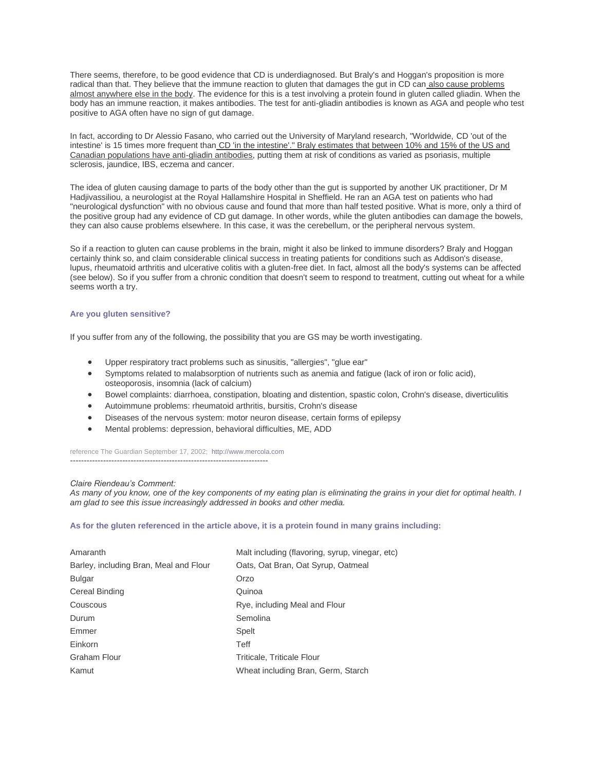There seems, therefore, to be good evidence that CD is underdiagnosed. But Braly's and Hoggan's proposition is more radical than that. They believe that the immune reaction to gluten that damages the gut in CD can also cause problems almost anywhere else in the body. The evidence for this is a test involving a protein found in gluten called gliadin. When the body has an immune reaction, it makes antibodies. The test for anti-gliadin antibodies is known as AGA and people who test positive to AGA often have no sign of gut damage.

In fact, according to Dr Alessio Fasano, who carried out the University of Maryland research, "Worldwide, CD 'out of the intestine' is 15 times more frequent than CD 'in the intestine'." Braly estimates that between 10% and 15% of the US and Canadian populations have anti-gliadin antibodies, putting them at risk of conditions as varied as psoriasis, multiple sclerosis, jaundice, IBS, eczema and cancer.

The idea of gluten causing damage to parts of the body other than the gut is supported by another UK practitioner, Dr M Hadjivassiliou, a neurologist at the Royal Hallamshire Hospital in Sheffield. He ran an AGA test on patients who had "neurological dysfunction" with no obvious cause and found that more than half tested positive. What is more, only a third of the positive group had any evidence of CD gut damage. In other words, while the gluten antibodies can damage the bowels, they can also cause problems elsewhere. In this case, it was the cerebellum, or the peripheral nervous system.

So if a reaction to gluten can cause problems in the brain, might it also be linked to immune disorders? Braly and Hoggan certainly think so, and claim considerable clinical success in treating patients for conditions such as Addison's disease, lupus, rheumatoid arthritis and ulcerative colitis with a gluten-free diet. In fact, almost all the body's systems can be affected (see below). So if you suffer from a chronic condition that doesn't seem to respond to treatment, cutting out wheat for a while seems worth a try.

**Are you gluten sensitive?**

If you suffer from any of the following, the possibility that you are GS may be worth investigating.

- Upper respiratory tract problems such as sinusitis, "allergies", "glue ear"
- Symptoms related to malabsorption of nutrients such as anemia and fatigue (lack of iron or folic acid), osteoporosis, insomnia (lack of calcium)
- Bowel complaints: diarrhoea, constipation, bloating and distention, spastic colon, Crohn's disease, diverticulitis
- Autoimmune problems: rheumatoid arthritis, bursitis, Crohn's disease
- Diseases of the nervous system: motor neuron disease, certain forms of epilepsy
- Mental problems: depression, behavioral difficulties, ME, ADD

reference The Guardian September 17, 2002; http://www.mercola.com

------------------------------------------------------------------------

*Claire Riendeau's Comment:*
*As many of you know, one of the key components of my eating plan is eliminating the grains in your diet for optimal health. I am glad to see this issue increasingly addressed in books and other media.*

**As for the gluten referenced in the article above, it is a protein found in many grains including:**

| | |
|---|---|
| Amaranth | Malt including (flavoring, syrup, vinegar, etc) |
| Barley, including Bran, Meal and Flour | Oats, Oat Bran, Oat Syrup, Oatmeal |
| Bulgar | Orzo |
| Cereal Binding | Quinoa |
| Couscous | Rye, including Meal and Flour |
| Durum | Semolina |
| Emmer | Spelt |
| Einkorn | Teff |
| Graham Flour | Triticale, Triticale Flour |
| Kamut | Wheat including Bran, Germ, Starch |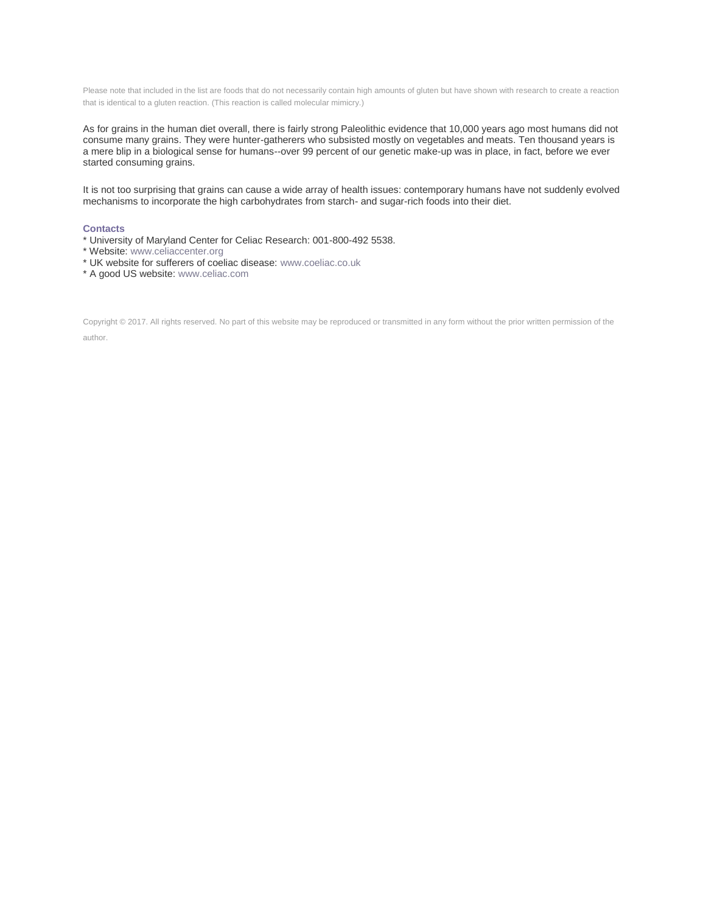Please note that included in the list are foods that do not necessarily contain high amounts of gluten but have shown with research to create a reaction that is identical to a gluten reaction. (This reaction is called molecular mimicry.)

As for grains in the human diet overall, there is fairly strong Paleolithic evidence that 10,000 years ago most humans did not consume many grains. They were hunter-gatherers who subsisted mostly on vegetables and meats. Ten thousand years is a mere blip in a biological sense for humans--over 99 percent of our genetic make-up was in place, in fact, before we ever started consuming grains.

It is not too surprising that grains can cause a wide array of health issues: contemporary humans have not suddenly evolved mechanisms to incorporate the high carbohydrates from starch- and sugar-rich foods into their diet.

**Contacts**

* University of Maryland Center for Celiac Research: 001-800-492 5538.
* Website: www.celiaccenter.org
* UK website for sufferers of coeliac disease: www.coeliac.co.uk
* A good US website: www.celiac.com

Copyright © 2017. All rights reserved. No part of this website may be reproduced or transmitted in any form without the prior written permission of the author.